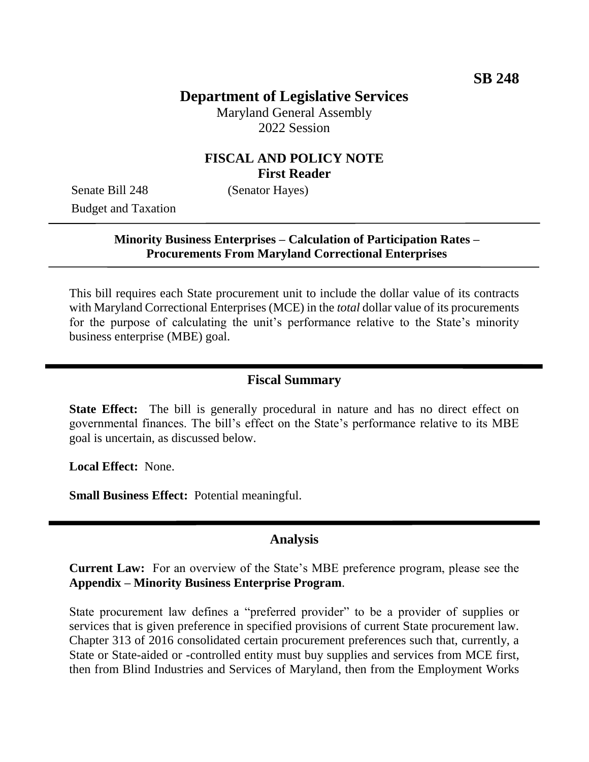SB 248

# Department of Legislative Services

Maryland General Assembly
2022 Session

## FISCAL AND POLICY NOTE
**First Reader**

Senate Bill 248 (Senator Hayes)
Budget and Taxation

**Minority Business Enterprises – Calculation of Participation Rates – Procurements From Maryland Correctional Enterprises**

This bill requires each State procurement unit to include the dollar value of its contracts with Maryland Correctional Enterprises (MCE) in the *total* dollar value of its procurements for the purpose of calculating the unit's performance relative to the State's minority business enterprise (MBE) goal.

## Fiscal Summary

**State Effect:** The bill is generally procedural in nature and has no direct effect on governmental finances. The bill's effect on the State's performance relative to its MBE goal is uncertain, as discussed below.

**Local Effect:** None.

**Small Business Effect:** Potential meaningful.

## Analysis

**Current Law:** For an overview of the State's MBE preference program, please see the **Appendix – Minority Business Enterprise Program**.

State procurement law defines a "preferred provider" to be a provider of supplies or services that is given preference in specified provisions of current State procurement law. Chapter 313 of 2016 consolidated certain procurement preferences such that, currently, a State or State-aided or -controlled entity must buy supplies and services from MCE first, then from Blind Industries and Services of Maryland, then from the Employment Works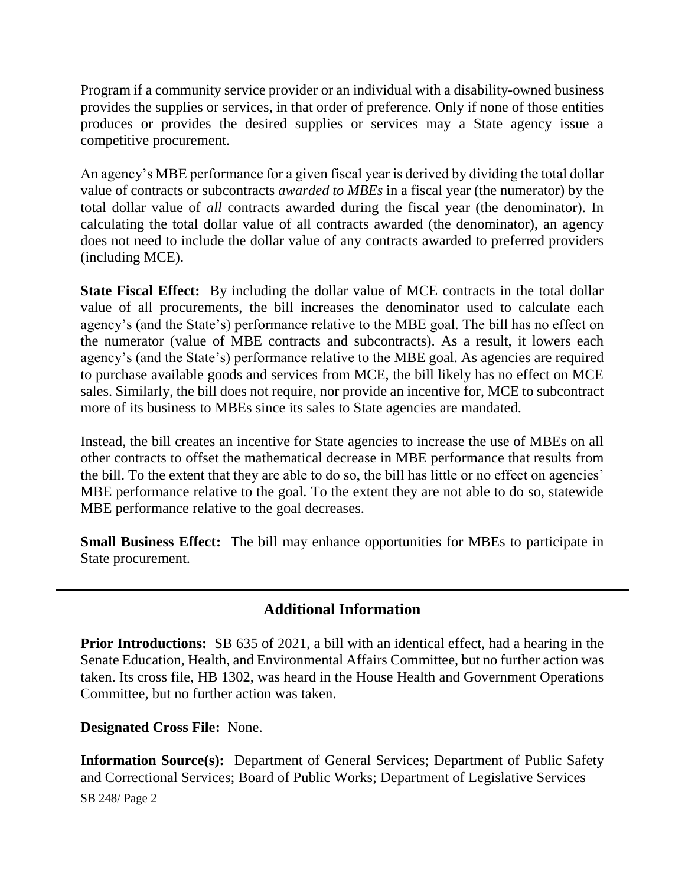Program if a community service provider or an individual with a disability-owned business provides the supplies or services, in that order of preference. Only if none of those entities produces or provides the desired supplies or services may a State agency issue a competitive procurement.

An agency's MBE performance for a given fiscal year is derived by dividing the total dollar value of contracts or subcontracts *awarded to MBEs* in a fiscal year (the numerator) by the total dollar value of *all* contracts awarded during the fiscal year (the denominator). In calculating the total dollar value of all contracts awarded (the denominator), an agency does not need to include the dollar value of any contracts awarded to preferred providers (including MCE).

**State Fiscal Effect:** By including the dollar value of MCE contracts in the total dollar value of all procurements, the bill increases the denominator used to calculate each agency's (and the State's) performance relative to the MBE goal. The bill has no effect on the numerator (value of MBE contracts and subcontracts). As a result, it lowers each agency's (and the State's) performance relative to the MBE goal. As agencies are required to purchase available goods and services from MCE, the bill likely has no effect on MCE sales. Similarly, the bill does not require, nor provide an incentive for, MCE to subcontract more of its business to MBEs since its sales to State agencies are mandated.

Instead, the bill creates an incentive for State agencies to increase the use of MBEs on all other contracts to offset the mathematical decrease in MBE performance that results from the bill. To the extent that they are able to do so, the bill has little or no effect on agencies' MBE performance relative to the goal. To the extent they are not able to do so, statewide MBE performance relative to the goal decreases.

**Small Business Effect:** The bill may enhance opportunities for MBEs to participate in State procurement.

---

## Additional Information

**Prior Introductions:** SB 635 of 2021, a bill with an identical effect, had a hearing in the Senate Education, Health, and Environmental Affairs Committee, but no further action was taken. Its cross file, HB 1302, was heard in the House Health and Government Operations Committee, but no further action was taken.

**Designated Cross File:** None.

**Information Source(s):** Department of General Services; Department of Public Safety and Correctional Services; Board of Public Works; Department of Legislative Services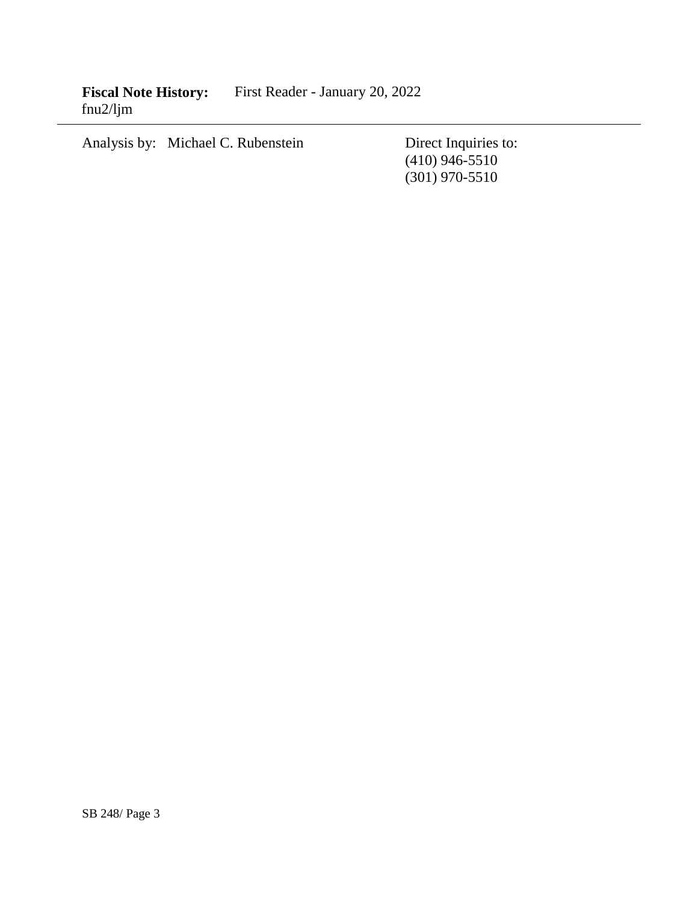**Fiscal Note History:** First Reader - January 20, 2022
fnu2/ljm

---

Analysis by: Michael C. Rubenstein

Direct Inquiries to:
(410) 946-5510
(301) 970-5510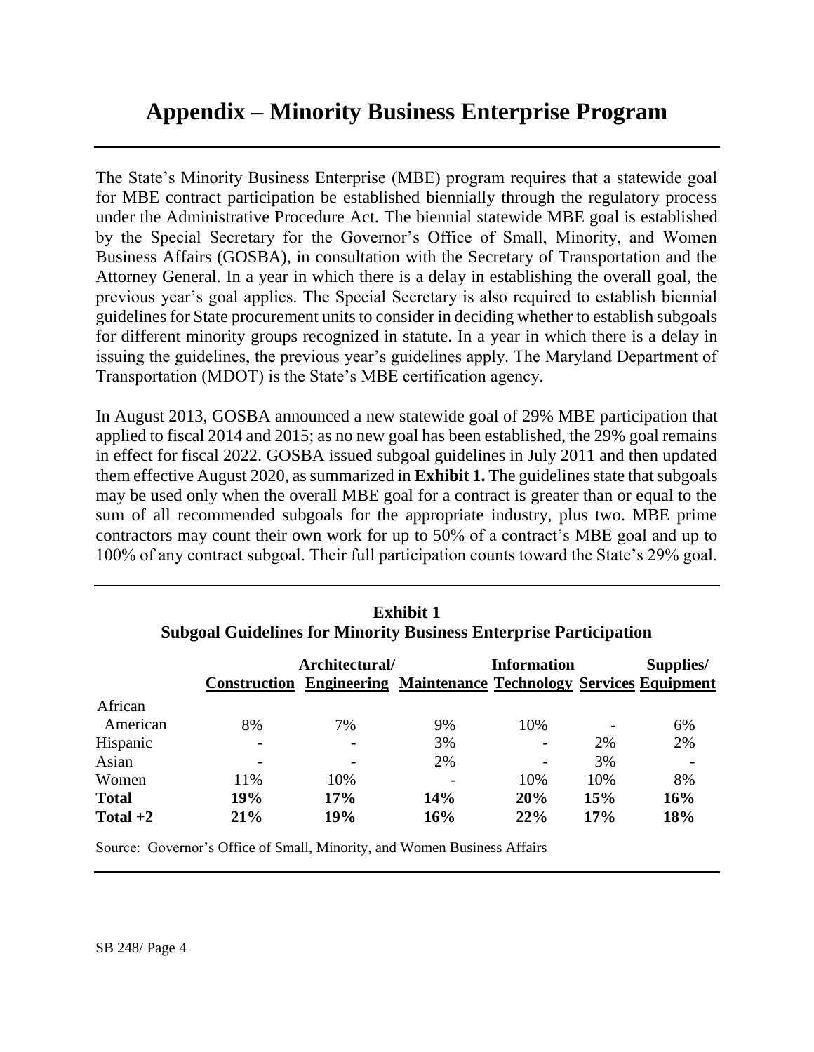# Appendix – Minority Business Enterprise Program

The State's Minority Business Enterprise (MBE) program requires that a statewide goal for MBE contract participation be established biennially through the regulatory process under the Administrative Procedure Act. The biennial statewide MBE goal is established by the Special Secretary for the Governor's Office of Small, Minority, and Women Business Affairs (GOSBA), in consultation with the Secretary of Transportation and the Attorney General. In a year in which there is a delay in establishing the overall goal, the previous year's goal applies. The Special Secretary is also required to establish biennial guidelines for State procurement units to consider in deciding whether to establish subgoals for different minority groups recognized in statute. In a year in which there is a delay in issuing the guidelines, the previous year's guidelines apply. The Maryland Department of Transportation (MDOT) is the State's MBE certification agency.

In August 2013, GOSBA announced a new statewide goal of 29% MBE participation that applied to fiscal 2014 and 2015; as no new goal has been established, the 29% goal remains in effect for fiscal 2022. GOSBA issued subgoal guidelines in July 2011 and then updated them effective August 2020, as summarized in **Exhibit 1.** The guidelines state that subgoals may be used only when the overall MBE goal for a contract is greater than or equal to the sum of all recommended subgoals for the appropriate industry, plus two. MBE prime contractors may count their own work for up to 50% of a contract's MBE goal and up to 100% of any contract subgoal. Their full participation counts toward the State's 29% goal.

**Exhibit 1**
**Subgoal Guidelines for Minority Business Enterprise Participation**

| | Construction | Architectural/ Engineering | Maintenance | Information Technology | Services | Supplies/ Equipment |
|---|---|---|---|---|---|---|
| African American | 8% | 7% | 9% | 10% | - | 6% |
| Hispanic | - | - | 3% | - | 2% | 2% |
| Asian | - | - | 2% | - | 3% | - |
| Women | 11% | 10% | - | 10% | 10% | 8% |
| **Total** | **19%** | **17%** | **14%** | **20%** | **15%** | **16%** |
| **Total +2** | **21%** | **19%** | **16%** | **22%** | **17%** | **18%** |

Source: Governor's Office of Small, Minority, and Women Business Affairs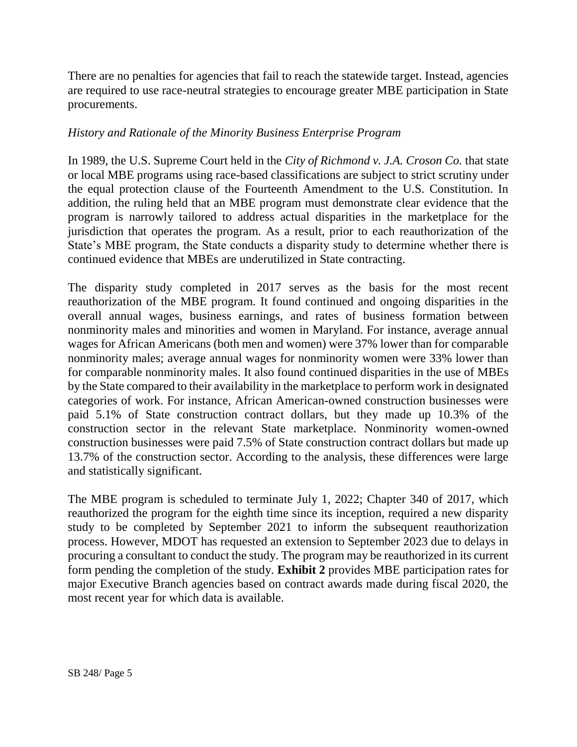There are no penalties for agencies that fail to reach the statewide target. Instead, agencies are required to use race-neutral strategies to encourage greater MBE participation in State procurements.

*History and Rationale of the Minority Business Enterprise Program*

In 1989, the U.S. Supreme Court held in the *City of Richmond v. J.A. Croson Co.* that state or local MBE programs using race-based classifications are subject to strict scrutiny under the equal protection clause of the Fourteenth Amendment to the U.S. Constitution. In addition, the ruling held that an MBE program must demonstrate clear evidence that the program is narrowly tailored to address actual disparities in the marketplace for the jurisdiction that operates the program. As a result, prior to each reauthorization of the State's MBE program, the State conducts a disparity study to determine whether there is continued evidence that MBEs are underutilized in State contracting.

The disparity study completed in 2017 serves as the basis for the most recent reauthorization of the MBE program. It found continued and ongoing disparities in the overall annual wages, business earnings, and rates of business formation between nonminority males and minorities and women in Maryland. For instance, average annual wages for African Americans (both men and women) were 37% lower than for comparable nonminority males; average annual wages for nonminority women were 33% lower than for comparable nonminority males. It also found continued disparities in the use of MBEs by the State compared to their availability in the marketplace to perform work in designated categories of work. For instance, African American-owned construction businesses were paid 5.1% of State construction contract dollars, but they made up 10.3% of the construction sector in the relevant State marketplace. Nonminority women-owned construction businesses were paid 7.5% of State construction contract dollars but made up 13.7% of the construction sector. According to the analysis, these differences were large and statistically significant.

The MBE program is scheduled to terminate July 1, 2022; Chapter 340 of 2017, which reauthorized the program for the eighth time since its inception, required a new disparity study to be completed by September 2021 to inform the subsequent reauthorization process. However, MDOT has requested an extension to September 2023 due to delays in procuring a consultant to conduct the study. The program may be reauthorized in its current form pending the completion of the study. **Exhibit 2** provides MBE participation rates for major Executive Branch agencies based on contract awards made during fiscal 2020, the most recent year for which data is available.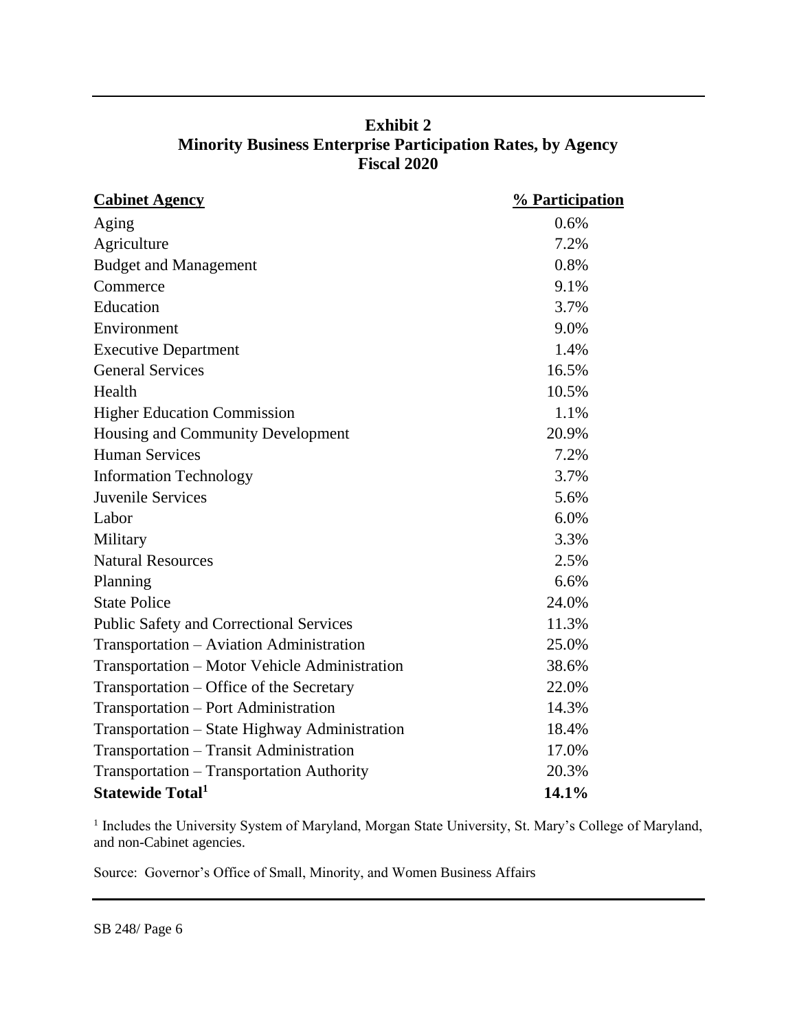**Exhibit 2**
**Minority Business Enterprise Participation Rates, by Agency**
**Fiscal 2020**

| Cabinet Agency | % Participation |
|---|---|
| Aging | 0.6% |
| Agriculture | 7.2% |
| Budget and Management | 0.8% |
| Commerce | 9.1% |
| Education | 3.7% |
| Environment | 9.0% |
| Executive Department | 1.4% |
| General Services | 16.5% |
| Health | 10.5% |
| Higher Education Commission | 1.1% |
| Housing and Community Development | 20.9% |
| Human Services | 7.2% |
| Information Technology | 3.7% |
| Juvenile Services | 5.6% |
| Labor | 6.0% |
| Military | 3.3% |
| Natural Resources | 2.5% |
| Planning | 6.6% |
| State Police | 24.0% |
| Public Safety and Correctional Services | 11.3% |
| Transportation – Aviation Administration | 25.0% |
| Transportation – Motor Vehicle Administration | 38.6% |
| Transportation – Office of the Secretary | 22.0% |
| Transportation – Port Administration | 14.3% |
| Transportation – State Highway Administration | 18.4% |
| Transportation – Transit Administration | 17.0% |
| Transportation – Transportation Authority | 20.3% |
| **Statewide Total[1]** | **14.1%** |

[1] Includes the University System of Maryland, Morgan State University, St. Mary's College of Maryland, and non-Cabinet agencies.

Source: Governor's Office of Small, Minority, and Women Business Affairs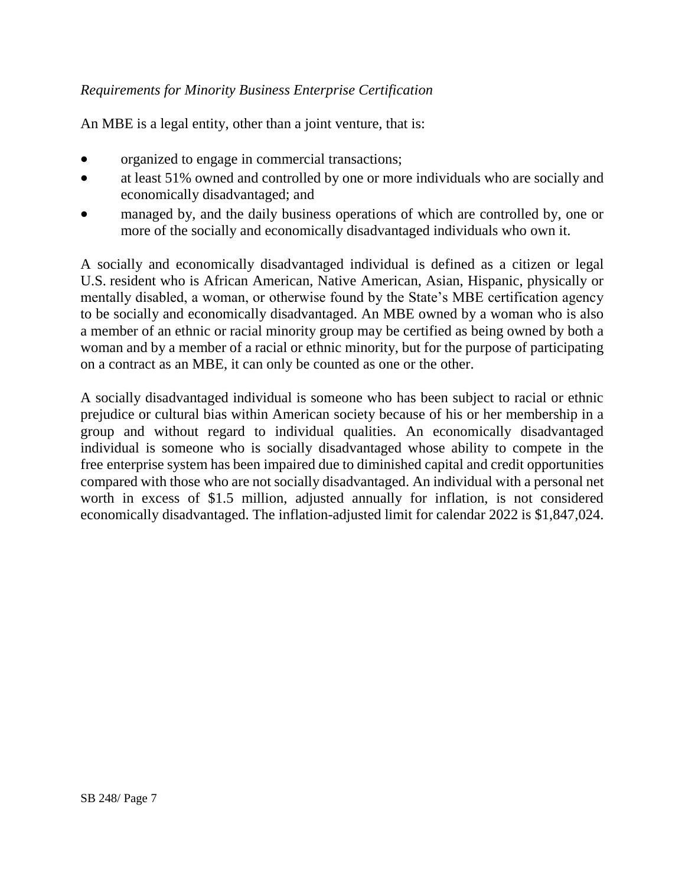*Requirements for Minority Business Enterprise Certification*

An MBE is a legal entity, other than a joint venture, that is:

- organized to engage in commercial transactions;
- at least 51% owned and controlled by one or more individuals who are socially and economically disadvantaged; and
- managed by, and the daily business operations of which are controlled by, one or more of the socially and economically disadvantaged individuals who own it.

A socially and economically disadvantaged individual is defined as a citizen or legal U.S. resident who is African American, Native American, Asian, Hispanic, physically or mentally disabled, a woman, or otherwise found by the State's MBE certification agency to be socially and economically disadvantaged. An MBE owned by a woman who is also a member of an ethnic or racial minority group may be certified as being owned by both a woman and by a member of a racial or ethnic minority, but for the purpose of participating on a contract as an MBE, it can only be counted as one or the other.

A socially disadvantaged individual is someone who has been subject to racial or ethnic prejudice or cultural bias within American society because of his or her membership in a group and without regard to individual qualities. An economically disadvantaged individual is someone who is socially disadvantaged whose ability to compete in the free enterprise system has been impaired due to diminished capital and credit opportunities compared with those who are not socially disadvantaged. An individual with a personal net worth in excess of $1.5 million, adjusted annually for inflation, is not considered economically disadvantaged. The inflation-adjusted limit for calendar 2022 is $1,847,024.